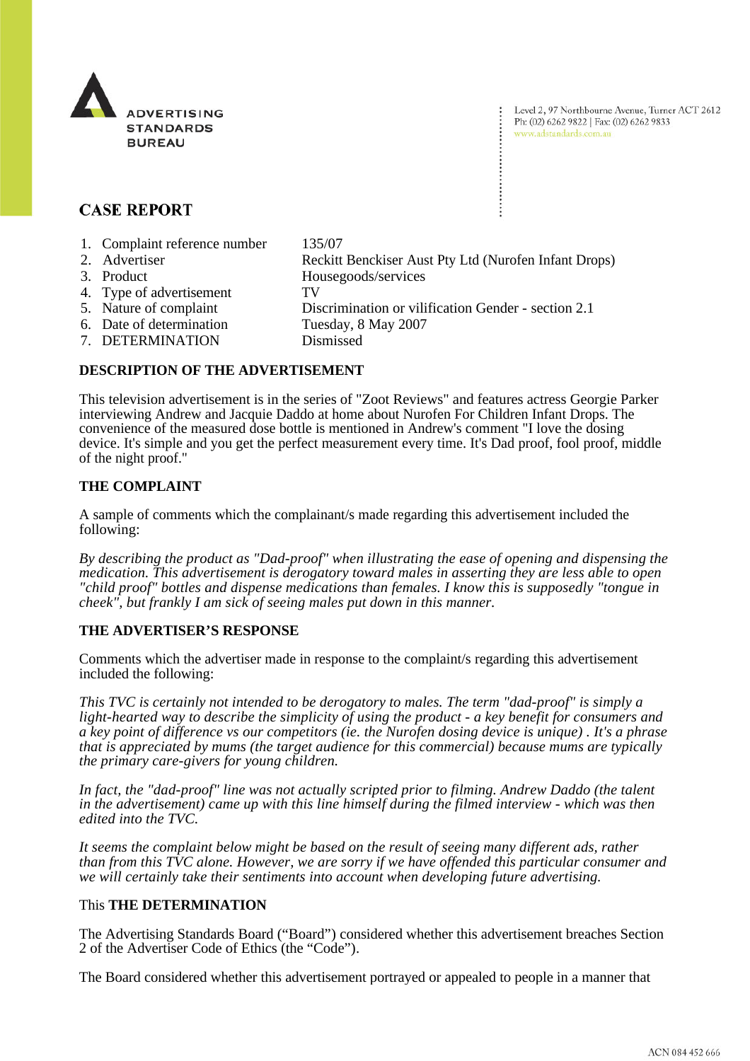ADVERTISING STANDARDS BUREAU

Level 2, 97 Northbourne Avenue, Turner ACT 2612
Ph: (02) 6262 9822 | Fax: (02) 6262 9833
www.adstandards.com.au

# CASE REPORT

| | |
|---|---|
| 1. Complaint reference number | 135/07 |
| 2. Advertiser | Reckitt Benckiser Aust Pty Ltd (Nurofen Infant Drops) |
| 3. Product | Housegoods/services |
| 4. Type of advertisement | TV |
| 5. Nature of complaint | Discrimination or vilification Gender - section 2.1 |
| 6. Date of determination | Tuesday, 8 May 2007 |
| 7. DETERMINATION | Dismissed |

## DESCRIPTION OF THE ADVERTISEMENT

This television advertisement is in the series of "Zoot Reviews" and features actress Georgie Parker interviewing Andrew and Jacquie Daddo at home about Nurofen For Children Infant Drops. The convenience of the measured dose bottle is mentioned in Andrew's comment "I love the dosing device. It's simple and you get the perfect measurement every time. It's Dad proof, fool proof, middle of the night proof."

## THE COMPLAINT

A sample of comments which the complainant/s made regarding this advertisement included the following:

*By describing the product as "Dad-proof" when illustrating the ease of opening and dispensing the medication. This advertisement is derogatory toward males in asserting they are less able to open "child proof" bottles and dispense medications than females. I know this is supposedly "tongue in cheek", but frankly I am sick of seeing males put down in this manner.*

## THE ADVERTISER'S RESPONSE

Comments which the advertiser made in response to the complaint/s regarding this advertisement included the following:

*This TVC is certainly not intended to be derogatory to males. The term "dad-proof" is simply a light-hearted way to describe the simplicity of using the product - a key benefit for consumers and a key point of difference vs our competitors (ie. the Nurofen dosing device is unique) . It's a phrase that is appreciated by mums (the target audience for this commercial) because mums are typically the primary care-givers for young children.*

*In fact, the "dad-proof" line was not actually scripted prior to filming. Andrew Daddo (the talent in the advertisement) came up with this line himself during the filmed interview - which was then edited into the TVC.*

*It seems the complaint below might be based on the result of seeing many different ads, rather than from this TVC alone. However, we are sorry if we have offended this particular consumer and we will certainly take their sentiments into account when developing future advertising.*

This **THE DETERMINATION**

The Advertising Standards Board ("Board") considered whether this advertisement breaches Section 2 of the Advertiser Code of Ethics (the "Code").

The Board considered whether this advertisement portrayed or appealed to people in a manner that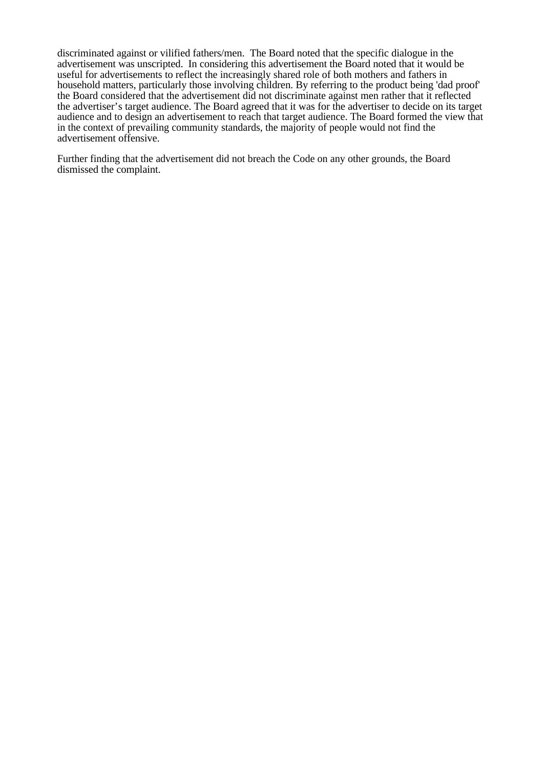discriminated against or vilified fathers/men. The Board noted that the specific dialogue in the advertisement was unscripted. In considering this advertisement the Board noted that it would be useful for advertisements to reflect the increasingly shared role of both mothers and fathers in household matters, particularly those involving children. By referring to the product being 'dad proof' the Board considered that the advertisement did not discriminate against men rather that it reflected the advertiser's target audience. The Board agreed that it was for the advertiser to decide on its target audience and to design an advertisement to reach that target audience. The Board formed the view that in the context of prevailing community standards, the majority of people would not find the advertisement offensive.

Further finding that the advertisement did not breach the Code on any other grounds, the Board dismissed the complaint.